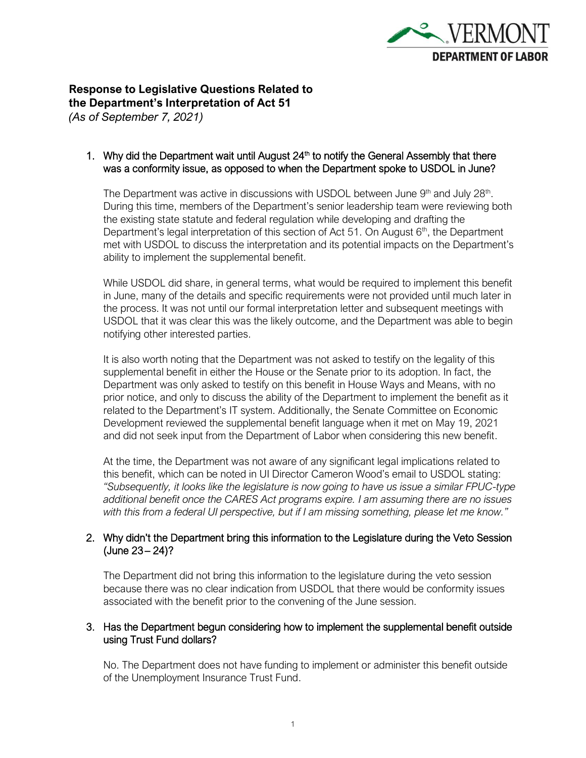VERMONT
DEPARTMENT OF LABOR

**Response to Legislative Questions Related to the Department's Interpretation of Act 51**
*(As of September 7, 2021)*

1. Why did the Department wait until August 24th to notify the General Assembly that there was a conformity issue, as opposed to when the Department spoke to USDOL in June?

   The Department was active in discussions with USDOL between June 9th and July 28th. During this time, members of the Department's senior leadership team were reviewing both the existing state statute and federal regulation while developing and drafting the Department's legal interpretation of this section of Act 51. On August 6th, the Department met with USDOL to discuss the interpretation and its potential impacts on the Department's ability to implement the supplemental benefit.

   While USDOL did share, in general terms, what would be required to implement this benefit in June, many of the details and specific requirements were not provided until much later in the process. It was not until our formal interpretation letter and subsequent meetings with USDOL that it was clear this was the likely outcome, and the Department was able to begin notifying other interested parties.

   It is also worth noting that the Department was not asked to testify on the legality of this supplemental benefit in either the House or the Senate prior to its adoption. In fact, the Department was only asked to testify on this benefit in House Ways and Means, with no prior notice, and only to discuss the ability of the Department to implement the benefit as it related to the Department's IT system. Additionally, the Senate Committee on Economic Development reviewed the supplemental benefit language when it met on May 19, 2021 and did not seek input from the Department of Labor when considering this new benefit.

   At the time, the Department was not aware of any significant legal implications related to this benefit, which can be noted in UI Director Cameron Wood's email to USDOL stating: *"Subsequently, it looks like the legislature is now going to have us issue a similar FPUC-type additional benefit once the CARES Act programs expire. I am assuming there are no issues with this from a federal UI perspective, but if I am missing something, please let me know."*

2. Why didn't the Department bring this information to the Legislature during the Veto Session (June 23 – 24)?

   The Department did not bring this information to the legislature during the veto session because there was no clear indication from USDOL that there would be conformity issues associated with the benefit prior to the convening of the June session.

3. Has the Department begun considering how to implement the supplemental benefit outside using Trust Fund dollars?

   No. The Department does not have funding to implement or administer this benefit outside of the Unemployment Insurance Trust Fund.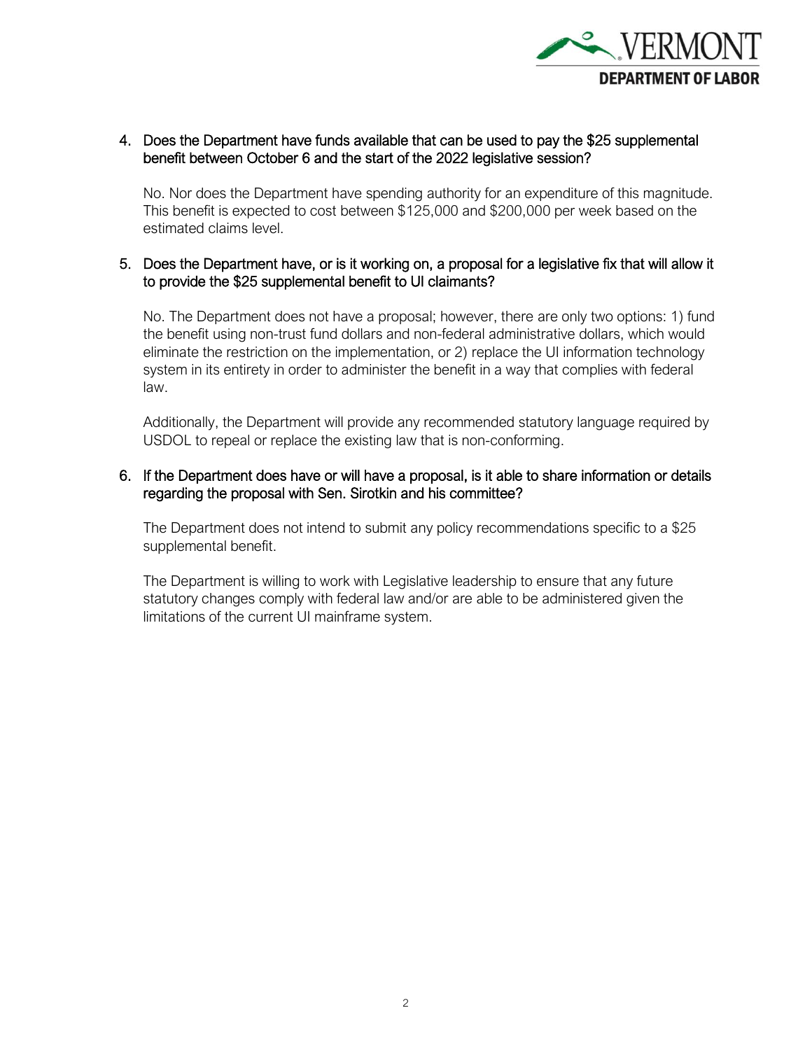4. **Does the Department have funds available that can be used to pay the $25 supplemental benefit between October 6 and the start of the 2022 legislative session?**

   No. Nor does the Department have spending authority for an expenditure of this magnitude. This benefit is expected to cost between $125,000 and $200,000 per week based on the estimated claims level.

5. **Does the Department have, or is it working on, a proposal for a legislative fix that will allow it to provide the $25 supplemental benefit to UI claimants?**

   No. The Department does not have a proposal; however, there are only two options: 1) fund the benefit using non-trust fund dollars and non-federal administrative dollars, which would eliminate the restriction on the implementation, or 2) replace the UI information technology system in its entirety in order to administer the benefit in a way that complies with federal law.

   Additionally, the Department will provide any recommended statutory language required by USDOL to repeal or replace the existing law that is non-conforming.

6. **If the Department does have or will have a proposal, is it able to share information or details regarding the proposal with Sen. Sirotkin and his committee?**

   The Department does not intend to submit any policy recommendations specific to a $25 supplemental benefit.

   The Department is willing to work with Legislative leadership to ensure that any future statutory changes comply with federal law and/or are able to be administered given the limitations of the current UI mainframe system.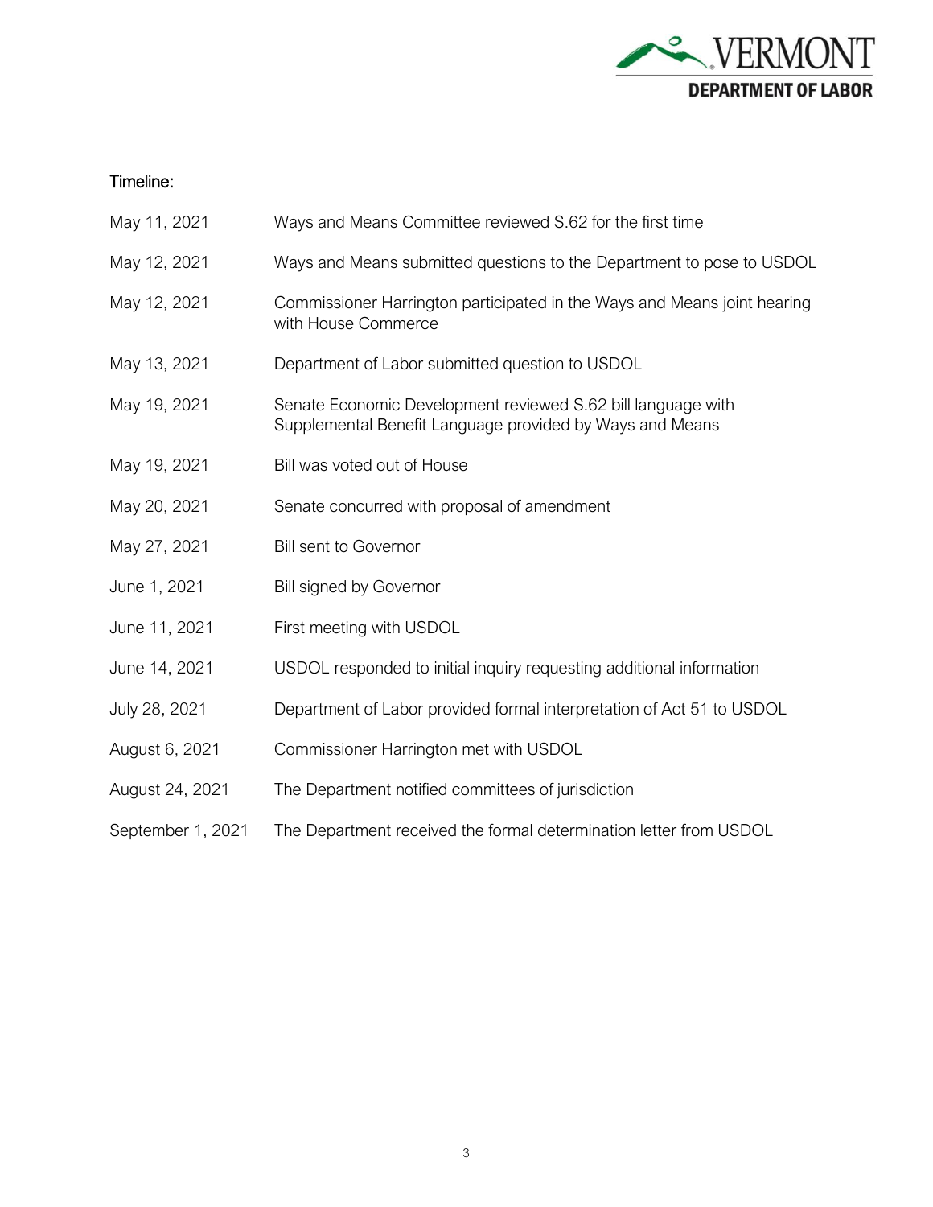Timeline:

| | |
|---|---|
| May 11, 2021 | Ways and Means Committee reviewed S.62 for the first time |
| May 12, 2021 | Ways and Means submitted questions to the Department to pose to USDOL |
| May 12, 2021 | Commissioner Harrington participated in the Ways and Means joint hearing with House Commerce |
| May 13, 2021 | Department of Labor submitted question to USDOL |
| May 19, 2021 | Senate Economic Development reviewed S.62 bill language with Supplemental Benefit Language provided by Ways and Means |
| May 19, 2021 | Bill was voted out of House |
| May 20, 2021 | Senate concurred with proposal of amendment |
| May 27, 2021 | Bill sent to Governor |
| June 1, 2021 | Bill signed by Governor |
| June 11, 2021 | First meeting with USDOL |
| June 14, 2021 | USDOL responded to initial inquiry requesting additional information |
| July 28, 2021 | Department of Labor provided formal interpretation of Act 51 to USDOL |
| August 6, 2021 | Commissioner Harrington met with USDOL |
| August 24, 2021 | The Department notified committees of jurisdiction |
| September 1, 2021 | The Department received the formal determination letter from USDOL |